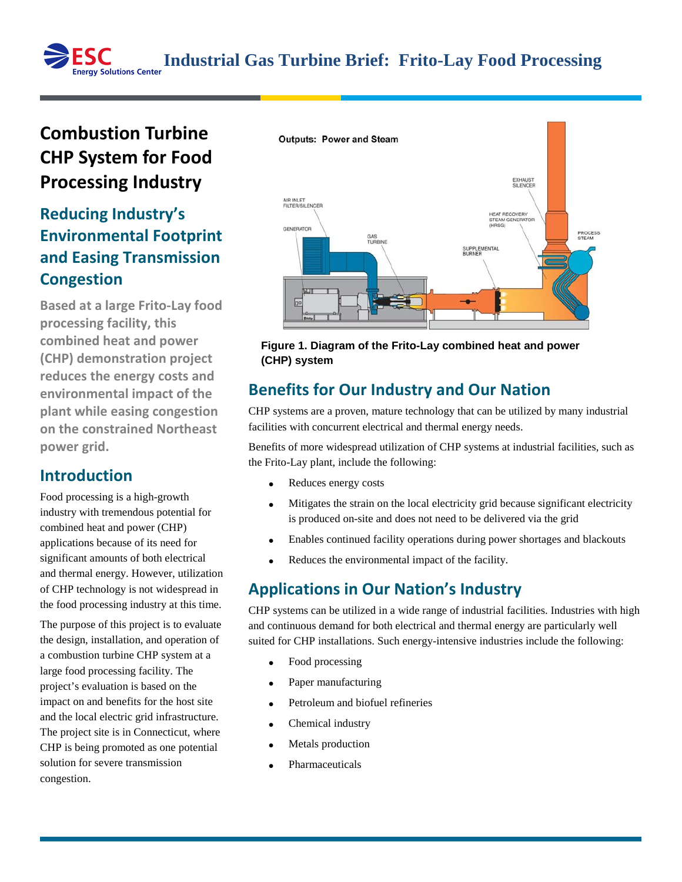# Industrial Gas Turbine Brief: Frito-Lay Food Processing

## Combustion Turbine CHP System for Food Processing Industry

### Reducing Industry's Environmental Footprint and Easing Transmission Congestion

**Based at a large Frito-Lay food processing facility, this combined heat and power (CHP) demonstration project reduces the energy costs and environmental impact of the plant while easing congestion on the constrained Northeast power grid.**

## Introduction

Food processing is a high-growth industry with tremendous potential for combined heat and power (CHP) applications because of its need for significant amounts of both electrical and thermal energy. However, utilization of CHP technology is not widespread in the food processing industry at this time.

The purpose of this project is to evaluate the design, installation, and operation of a combustion turbine CHP system at a large food processing facility. The project's evaluation is based on the impact on and benefits for the host site and the local electric grid infrastructure. The project site is in Connecticut, where CHP is being promoted as one potential solution for severe transmission congestion.

Outputs: Power and Steam

AIR INLET FILTER/SILENCER, GENERATOR, GAS TURBINE, SUPPLEMENTAL BURNER, HEAT RECOVERY STEAM GENERATOR (HRSG), EXHAUST SILENCER, PROCESS STEAM

**Figure 1. Diagram of the Frito-Lay combined heat and power (CHP) system**

## Benefits for Our Industry and Our Nation

CHP systems are a proven, mature technology that can be utilized by many industrial facilities with concurrent electrical and thermal energy needs.

Benefits of more widespread utilization of CHP systems at industrial facilities, such as the Frito-Lay plant, include the following:

- Reduces energy costs
- Mitigates the strain on the local electricity grid because significant electricity is produced on-site and does not need to be delivered via the grid
- Enables continued facility operations during power shortages and blackouts
- Reduces the environmental impact of the facility.

## Applications in Our Nation's Industry

CHP systems can be utilized in a wide range of industrial facilities. Industries with high and continuous demand for both electrical and thermal energy are particularly well suited for CHP installations. Such energy-intensive industries include the following:

- Food processing
- Paper manufacturing
- Petroleum and biofuel refineries
- Chemical industry
- Metals production
- Pharmaceuticals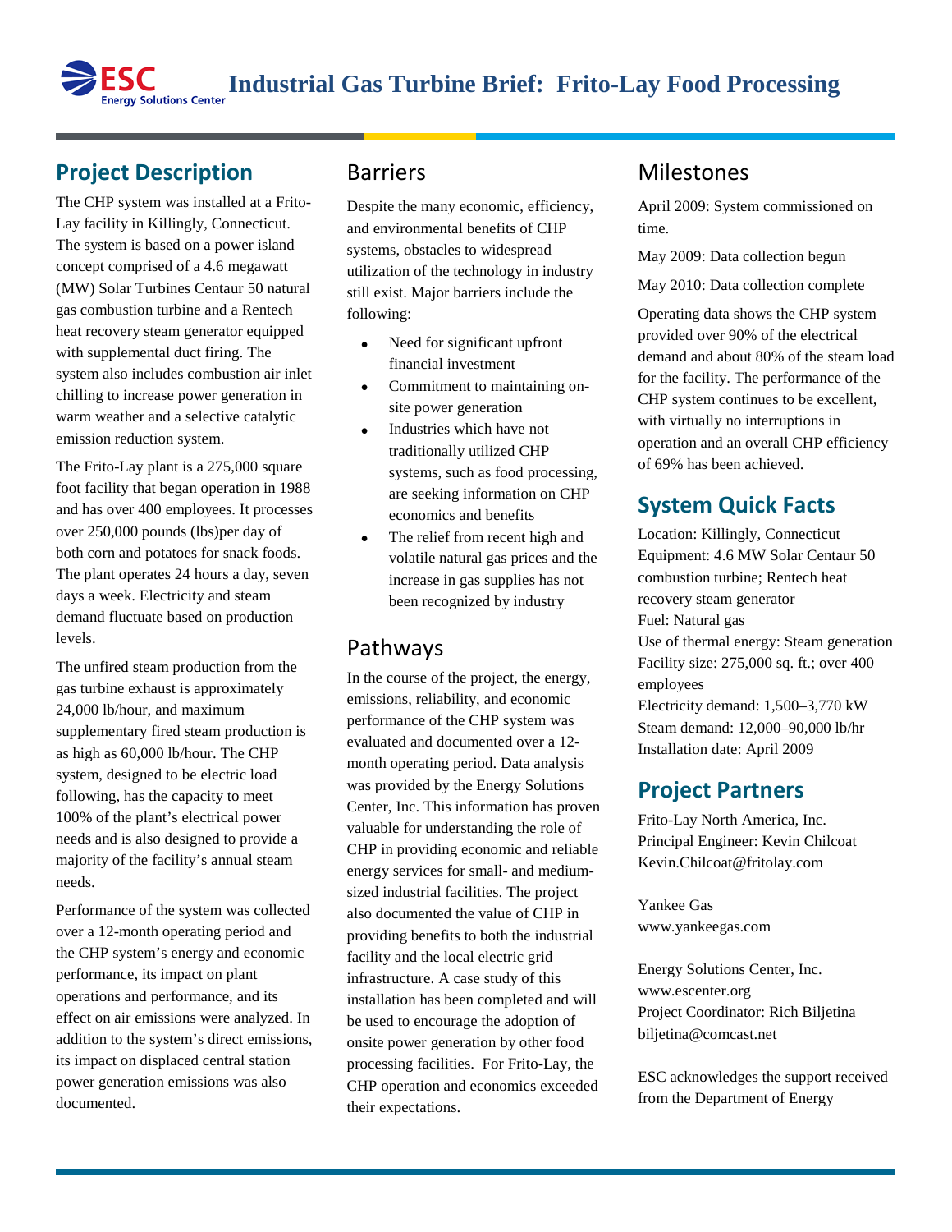# Industrial Gas Turbine Brief: Frito-Lay Food Processing

## Project Description

The CHP system was installed at a Frito-Lay facility in Killingly, Connecticut. The system is based on a power island concept comprised of a 4.6 megawatt (MW) Solar Turbines Centaur 50 natural gas combustion turbine and a Rentech heat recovery steam generator equipped with supplemental duct firing. The system also includes combustion air inlet chilling to increase power generation in warm weather and a selective catalytic emission reduction system.

The Frito-Lay plant is a 275,000 square foot facility that began operation in 1988 and has over 400 employees. It processes over 250,000 pounds (lbs)per day of both corn and potatoes for snack foods. The plant operates 24 hours a day, seven days a week. Electricity and steam demand fluctuate based on production levels.

The unfired steam production from the gas turbine exhaust is approximately 24,000 lb/hour, and maximum supplementary fired steam production is as high as 60,000 lb/hour. The CHP system, designed to be electric load following, has the capacity to meet 100% of the plant's electrical power needs and is also designed to provide a majority of the facility's annual steam needs.

Performance of the system was collected over a 12-month operating period and the CHP system's energy and economic performance, its impact on plant operations and performance, and its effect on air emissions were analyzed. In addition to the system's direct emissions, its impact on displaced central station power generation emissions was also documented.

## Barriers

Despite the many economic, efficiency, and environmental benefits of CHP systems, obstacles to widespread utilization of the technology in industry still exist. Major barriers include the following:

- Need for significant upfront financial investment
- Commitment to maintaining on-site power generation
- Industries which have not traditionally utilized CHP systems, such as food processing, are seeking information on CHP economics and benefits
- The relief from recent high and volatile natural gas prices and the increase in gas supplies has not been recognized by industry

## Pathways

In the course of the project, the energy, emissions, reliability, and economic performance of the CHP system was evaluated and documented over a 12-month operating period. Data analysis was provided by the Energy Solutions Center, Inc. This information has proven valuable for understanding the role of CHP in providing economic and reliable energy services for small- and medium-sized industrial facilities. The project also documented the value of CHP in providing benefits to both the industrial facility and the local electric grid infrastructure. A case study of this installation has been completed and will be used to encourage the adoption of onsite power generation by other food processing facilities. For Frito-Lay, the CHP operation and economics exceeded their expectations.

## Milestones

April 2009: System commissioned on time.

May 2009: Data collection begun

May 2010: Data collection complete

Operating data shows the CHP system provided over 90% of the electrical demand and about 80% of the steam load for the facility. The performance of the CHP system continues to be excellent, with virtually no interruptions in operation and an overall CHP efficiency of 69% has been achieved.

## System Quick Facts

Location: Killingly, Connecticut
Equipment: 4.6 MW Solar Centaur 50 combustion turbine; Rentech heat recovery steam generator
Fuel: Natural gas
Use of thermal energy: Steam generation
Facility size: 275,000 sq. ft.; over 400 employees
Electricity demand: 1,500–3,770 kW
Steam demand: 12,000–90,000 lb/hr
Installation date: April 2009

## Project Partners

Frito-Lay North America, Inc.
Principal Engineer: Kevin Chilcoat
Kevin.Chilcoat@fritolay.com

Yankee Gas
www.yankeegas.com

Energy Solutions Center, Inc.
www.escenter.org
Project Coordinator: Rich Biljetina
biljetina@comcast.net

ESC acknowledges the support received from the Department of Energy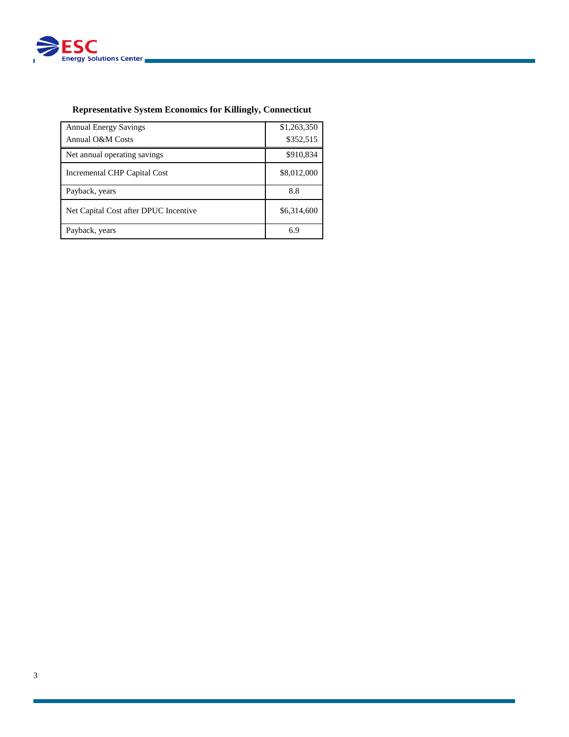**Representative System Economics for Killingly, Connecticut**

| | |
|---|---|
| Annual Energy Savings | $1,263,350 |
| Annual O&M Costs | $352,515 |
| Net annual operating savings | $910,834 |
| Incremental CHP Capital Cost | $8,012,000 |
| Payback, years | 8.8 |
| Net Capital Cost after DPUC Incentive | $6,314,600 |
| Payback, years | 6.9 |